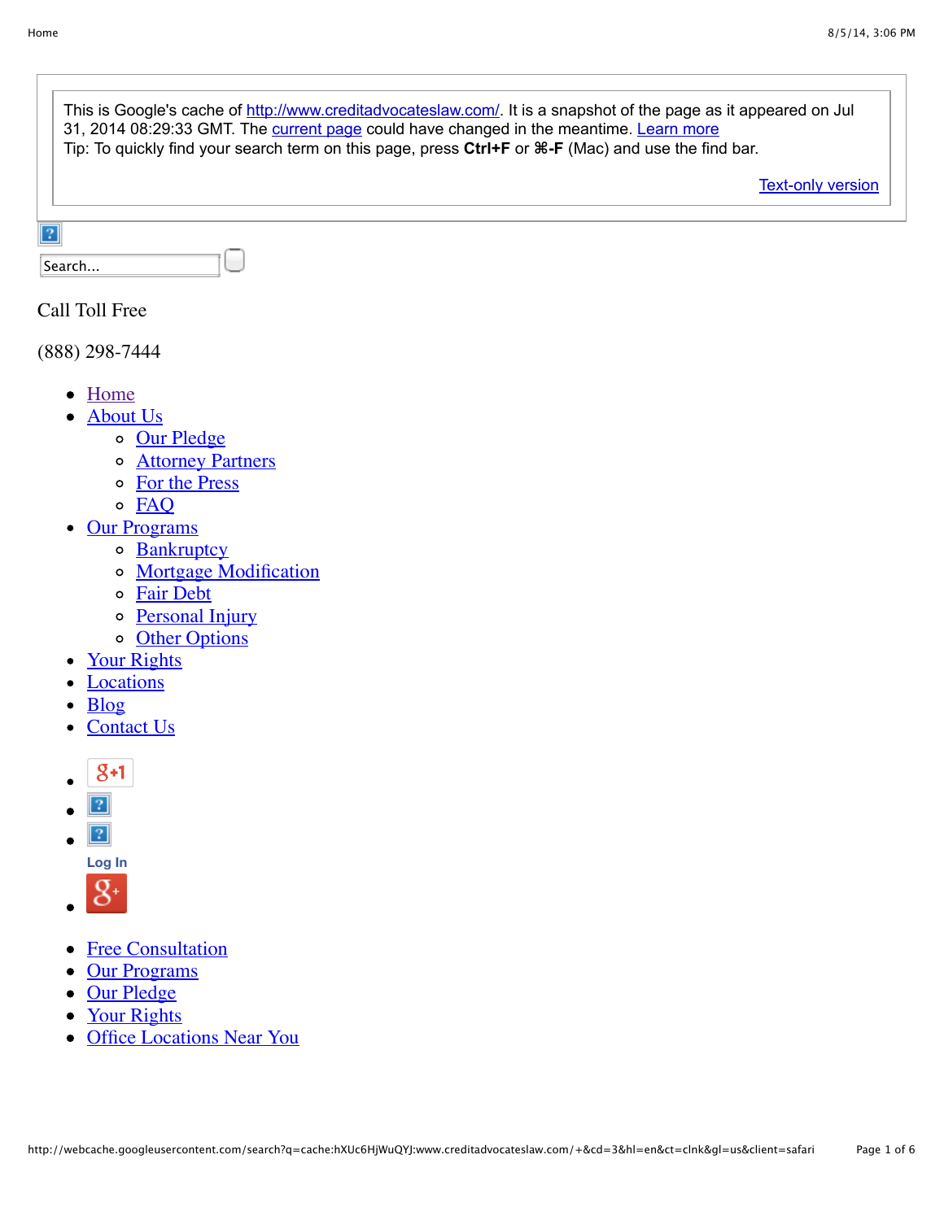This is Google's cache of http://www.creditadvocateslaw.com/. It is a snapshot of the page as it appeared on Jul 31, 2014 08:29:33 GMT. The current page could have changed in the meantime. Learn more
Tip: To quickly find your search term on this page, press **Ctrl+F** or **⌘-F** (Mac) and use the find bar.

Text-only version

Search...

Call Toll Free

(888) 298-7444

- Home
- About Us
  - Our Pledge
  - Attorney Partners
  - For the Press
  - FAQ
- Our Programs
  - Bankruptcy
  - Mortgage Modification
  - Fair Debt
  - Personal Injury
  - Other Options
- Your Rights
- Locations
- Blog
- Contact Us

- 
- 
- Log In
- 

- Free Consultation
- Our Programs
- Our Pledge
- Your Rights
- Office Locations Near You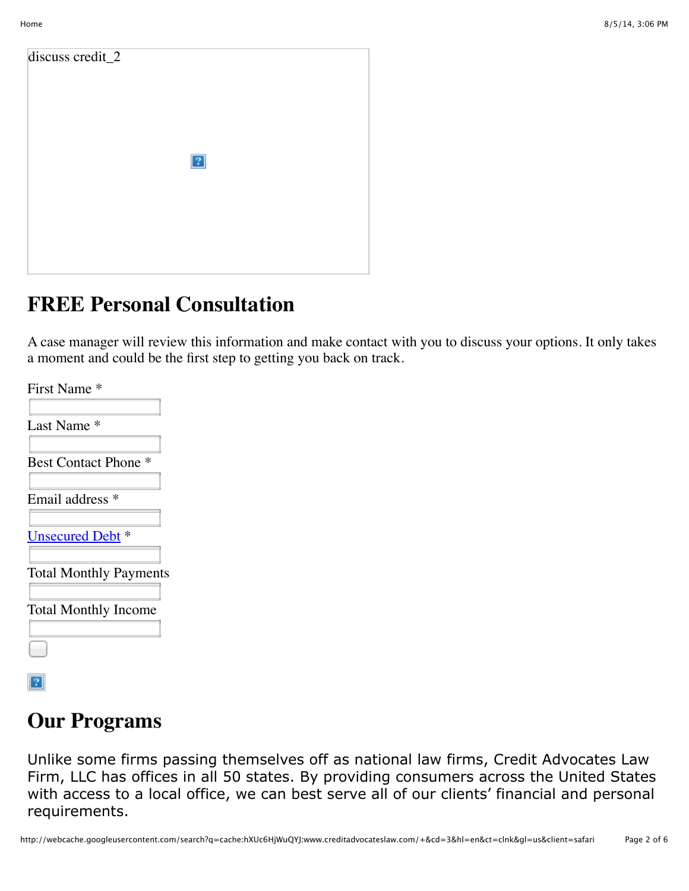discuss credit_2

## FREE Personal Consultation

A case manager will review this information and make contact with you to discuss your options. It only takes a moment and could be the first step to getting you back on track.

First Name *

Last Name *

Best Contact Phone *

Email address *

Unsecured Debt *

Total Monthly Payments

Total Monthly Income

## Our Programs

Unlike some firms passing themselves off as national law firms, Credit Advocates Law Firm, LLC has offices in all 50 states. By providing consumers across the United States with access to a local office, we can best serve all of our clients' financial and personal requirements.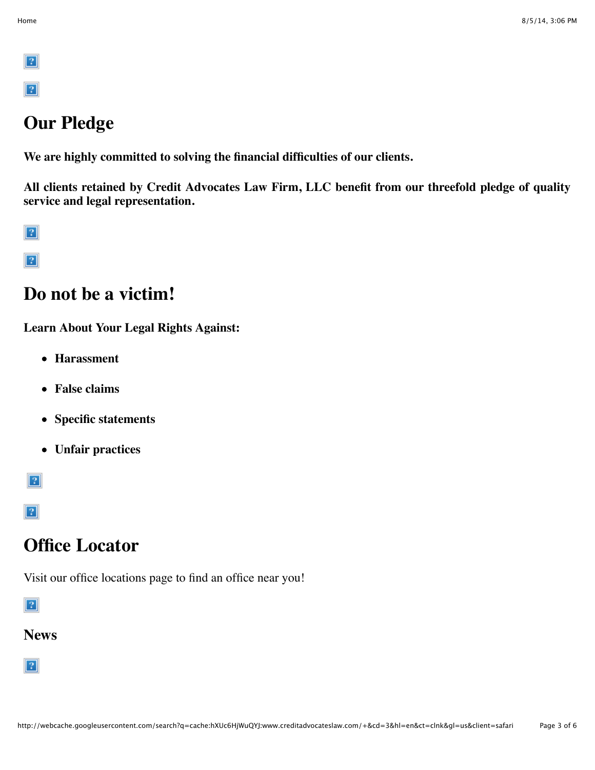## Our Pledge

**We are highly committed to solving the financial difficulties of our clients.**

**All clients retained by Credit Advocates Law Firm, LLC benefit from our threefold pledge of quality service and legal representation.**

## Do not be a victim!

**Learn About Your Legal Rights Against:**

- **Harassment**
- **False claims**
- **Specific statements**
- **Unfair practices**

## Office Locator

Visit our office locations page to find an office near you!

### News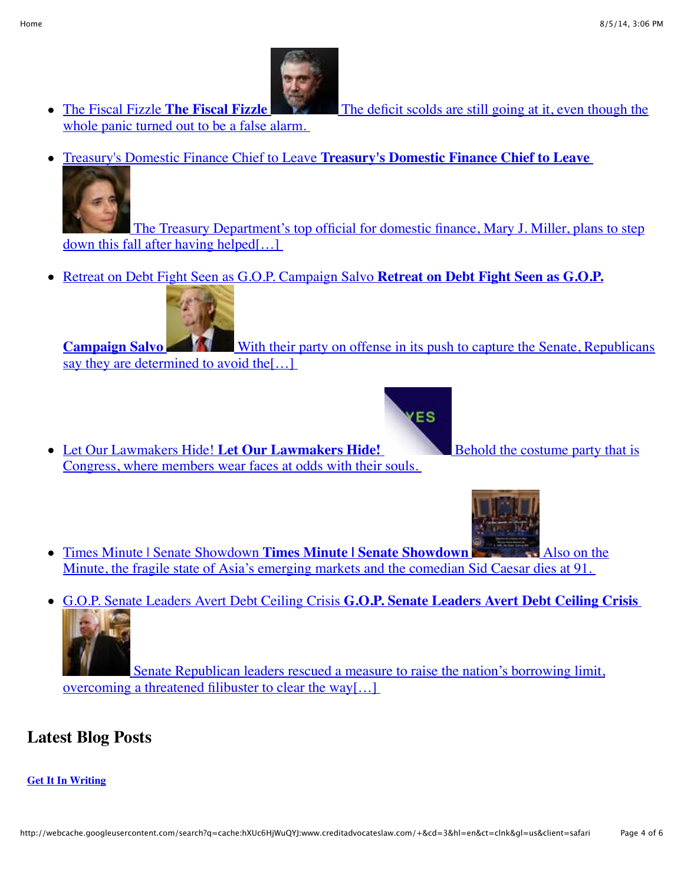- The Fiscal Fizzle **The Fiscal Fizzle** The deficit scolds are still going at it, even though the whole panic turned out to be a false alarm.

- Treasury's Domestic Finance Chief to Leave **Treasury's Domestic Finance Chief to Leave** The Treasury Department's top official for domestic finance, Mary J. Miller, plans to step down this fall after having helped[…]

- Retreat on Debt Fight Seen as G.O.P. Campaign Salvo **Retreat on Debt Fight Seen as G.O.P. Campaign Salvo** With their party on offense in its push to capture the Senate, Republicans say they are determined to avoid the[…]

- Let Our Lawmakers Hide! **Let Our Lawmakers Hide!** Behold the costume party that is Congress, where members wear faces at odds with their souls.

- Times Minute | Senate Showdown **Times Minute | Senate Showdown** Also on the Minute, the fragile state of Asia's emerging markets and the comedian Sid Caesar dies at 91.

- G.O.P. Senate Leaders Avert Debt Ceiling Crisis **G.O.P. Senate Leaders Avert Debt Ceiling Crisis** Senate Republican leaders rescued a measure to raise the nation's borrowing limit, overcoming a threatened filibuster to clear the way[…]

## Latest Blog Posts

**Get It In Writing**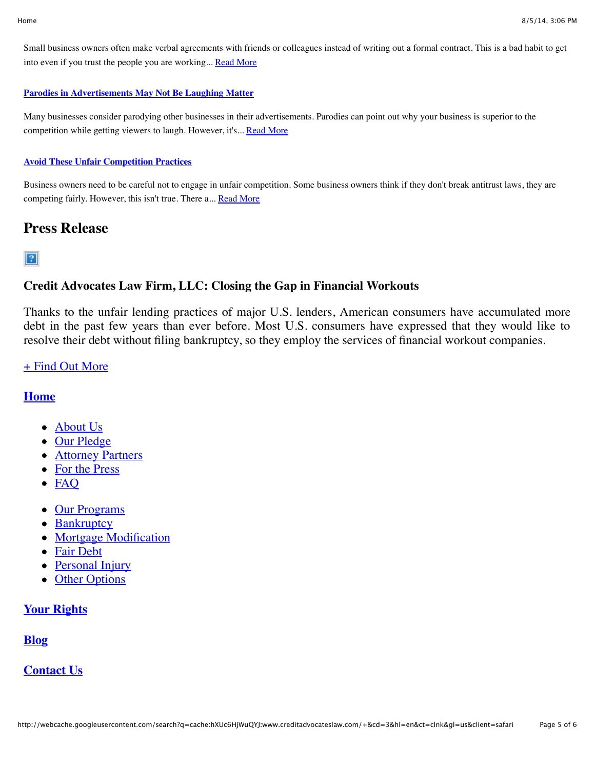Small business owners often make verbal agreements with friends or colleagues instead of writing out a formal contract. This is a bad habit to get into even if you trust the people you are working... Read More

**Parodies in Advertisements May Not Be Laughing Matter**

Many businesses consider parodying other businesses in their advertisements. Parodies can point out why your business is superior to the competition while getting viewers to laugh. However, it's... Read More

**Avoid These Unfair Competition Practices**

Business owners need to be careful not to engage in unfair competition. Some business owners think if they don't break antitrust laws, they are competing fairly. However, this isn't true. There a... Read More

## Press Release

### Credit Advocates Law Firm, LLC: Closing the Gap in Financial Workouts

Thanks to the unfair lending practices of major U.S. lenders, American consumers have accumulated more debt in the past few years than ever before. Most U.S. consumers have expressed that they would like to resolve their debt without filing bankruptcy, so they employ the services of financial workout companies.

+ Find Out More

### Home

- About Us
- Our Pledge
- Attorney Partners
- For the Press
- FAQ

- Our Programs
- Bankruptcy
- Mortgage Modification
- Fair Debt
- Personal Injury
- Other Options

### Your Rights

### Blog

### Contact Us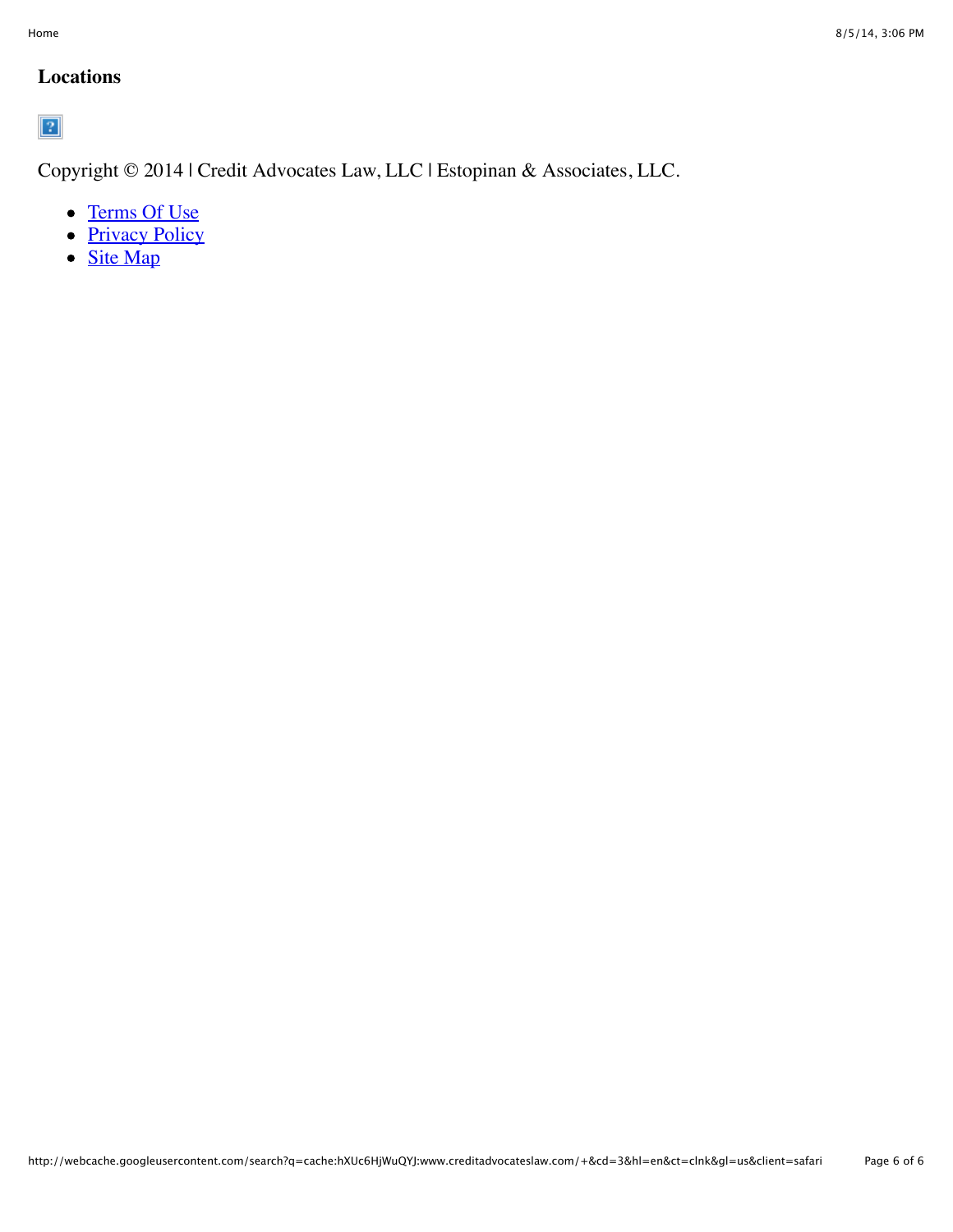### Locations

Copyright © 2014 | Credit Advocates Law, LLC | Estopinan & Associates, LLC.

- Terms Of Use
- Privacy Policy
- Site Map